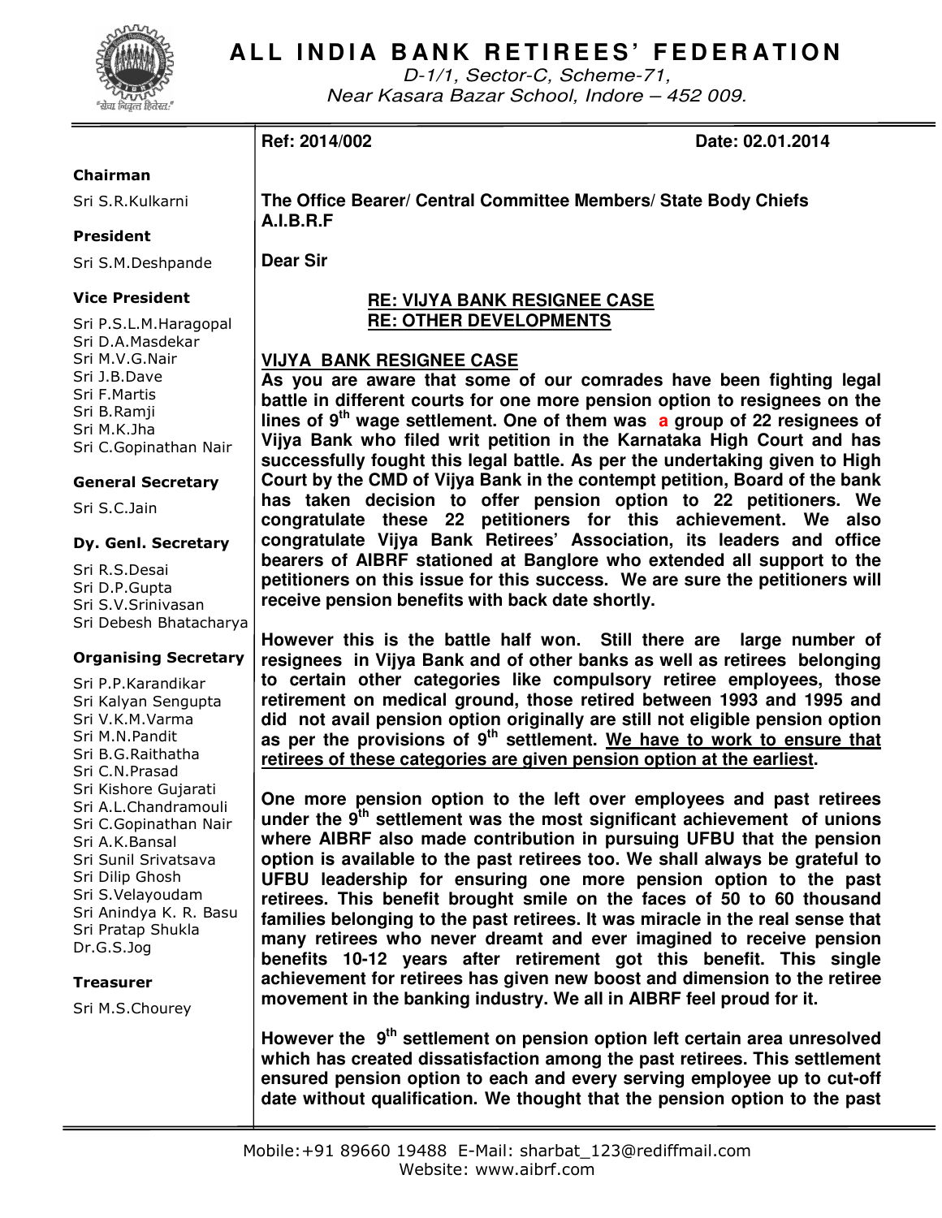# ALL INDIA BANK RETIREES' FEDERATION

*D-1/1, Sector-C, Scheme-71,*
*Near Kasara Bazar School, Indore – 452 009.*

"सेवा निवृत्त हितेषु"

**Chairman**
Sri S.R.Kulkarni

**President**
Sri S.M.Deshpande

**Vice President**
Sri P.S.L.M.Haragopal
Sri D.A.Masdekar
Sri M.V.G.Nair
Sri J.B.Dave
Sri F.Martis
Sri B.Ramji
Sri M.K.Jha
Sri C.Gopinathan Nair

**General Secretary**
Sri S.C.Jain

**Dy. Genl. Secretary**
Sri R.S.Desai
Sri D.P.Gupta
Sri S.V.Srinivasan
Sri Debesh Bhatacharya

**Organising Secretary**
Sri P.P.Karandikar
Sri Kalyan Sengupta
Sri V.K.M.Varma
Sri M.N.Pandit
Sri B.G.Raithatha
Sri C.N.Prasad
Sri Kishore Gujarati
Sri A.L.Chandramouli
Sri C.Gopinathan Nair
Sri A.K.Bansal
Sri Sunil Srivatsava
Sri Dilip Ghosh
Sri S.Velayoudam
Sri Anindya K. R. Basu
Sri Pratap Shukla
Dr.G.S.Jog

**Treasurer**
Sri M.S.Chourey

---

**Ref: 2014/002** **Date: 02.01.2014**

**The Office Bearer/ Central Committee Members/ State Body Chiefs**
**A.I.B.R.F**

**Dear Sir**

**<u>RE: VIJYA BANK RESIGNEE CASE</u>**
**<u>RE: OTHER DEVELOPMENTS</u>**

**<u>VIJYA BANK RESIGNEE CASE</u>**

**As you are aware that some of our comrades have been fighting legal battle in different courts for one more pension option to resignees on the lines of 9th wage settlement. One of them was a group of 22 resignees of Vijya Bank who filed writ petition in the Karnataka High Court and has successfully fought this legal battle. As per the undertaking given to High Court by the CMD of Vijya Bank in the contempt petition, Board of the bank has taken decision to offer pension option to 22 petitioners. We congratulate these 22 petitioners for this achievement. We also congratulate Vijya Bank Retirees' Association, its leaders and office bearers of AIBRF stationed at Banglore who extended all support to the petitioners on this issue for this success. We are sure the petitioners will receive pension benefits with back date shortly.**

**However this is the battle half won. Still there are large number of resignees in Vijya Bank and of other banks as well as retirees belonging to certain other categories like compulsory retiree employees, those retirement on medical ground, those retired between 1993 and 1995 and did not avail pension option originally are still not eligible pension option as per the provisions of 9th settlement. <u>We have to work to ensure that retirees of these categories are given pension option at the earliest</u>.**

**One more pension option to the left over employees and past retirees under the 9th settlement was the most significant achievement of unions where AIBRF also made contribution in pursuing UFBU that the pension option is available to the past retirees too. We shall always be grateful to UFBU leadership for ensuring one more pension option to the past retirees. This benefit brought smile on the faces of 50 to 60 thousand families belonging to the past retirees. It was miracle in the real sense that many retirees who never dreamt and ever imagined to receive pension benefits 10-12 years after retirement got this benefit. This single achievement for retirees has given new boost and dimension to the retiree movement in the banking industry. We all in AIBRF feel proud for it.**

**However the 9th settlement on pension option left certain area unresolved which has created dissatisfaction among the past retirees. This settlement ensured pension option to each and every serving employee up to cut-off date without qualification. We thought that the pension option to the past**

Mobile:+91 89660 19488 E-Mail: sharbat_123@rediffmail.com
Website: www.aibrf.com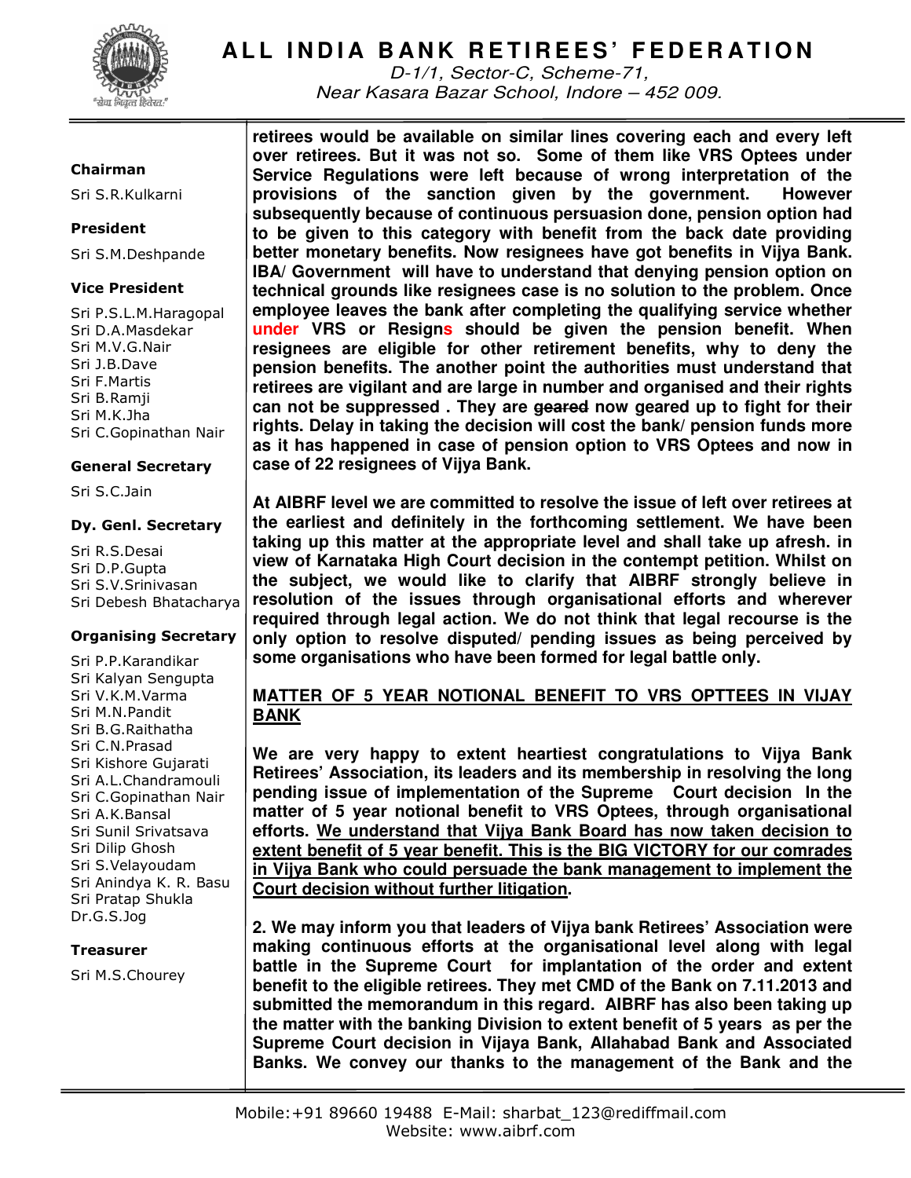**retirees would be available on similar lines covering each and every left over retirees. But it was not so. Some of them like VRS Optees under Service Regulations were left because of wrong interpretation of the provisions of the sanction given by the government. However subsequently because of continuous persuasion done, pension option had to be given to this category with benefit from the back date providing better monetary benefits. Now resignees have got benefits in Vijya Bank. IBA/ Government will have to understand that denying pension option on technical grounds like resignees case is no solution to the problem. Once employee leaves the bank after completing the qualifying service whether under VRS or Resigns should be given the pension benefit. When resignees are eligible for other retirement benefits, why to deny the pension benefits. The another point the authorities must understand that retirees are vigilant and are large in number and organised and their rights can not be suppressed . They are ~~geared~~ now geared up to fight for their rights. Delay in taking the decision will cost the bank/ pension funds more as it has happened in case of pension option to VRS Optees and now in case of 22 resignees of Vijya Bank.**

**At AIBRF level we are committed to resolve the issue of left over retirees at the earliest and definitely in the forthcoming settlement. We have been taking up this matter at the appropriate level and shall take up afresh. in view of Karnataka High Court decision in the contempt petition. Whilst on the subject, we would like to clarify that AIBRF strongly believe in resolution of the issues through organisational efforts and wherever required through legal action. We do not think that legal recourse is the only option to resolve disputed/ pending issues as being perceived by some organisations who have been formed for legal battle only.**

**<u>MATTER OF 5 YEAR NOTIONAL BENEFIT TO VRS OPTTEES IN VIJAY BANK</u>**

**We are very happy to extent heartiest congratulations to Vijya Bank Retirees' Association, its leaders and its membership in resolving the long pending issue of implementation of the Supreme Court decision In the matter of 5 year notional benefit to VRS Optees, through organisational efforts. <u>We understand that Vijya Bank Board has now taken decision to extent benefit of 5 year benefit. This is the BIG VICTORY for our comrades in Vijya Bank who could persuade the bank management to implement the Court decision without further litigation</u>.**

**2. We may inform you that leaders of Vijya bank Retirees' Association were making continuous efforts at the organisational level along with legal battle in the Supreme Court for implantation of the order and extent benefit to the eligible retirees. They met CMD of the Bank on 7.11.2013 and submitted the memorandum in this regard. AIBRF has also been taking up the matter with the banking Division to extent benefit of 5 years as per the Supreme Court decision in Vijaya Bank, Allahabad Bank and Associated Banks. We convey our thanks to the management of the Bank and the**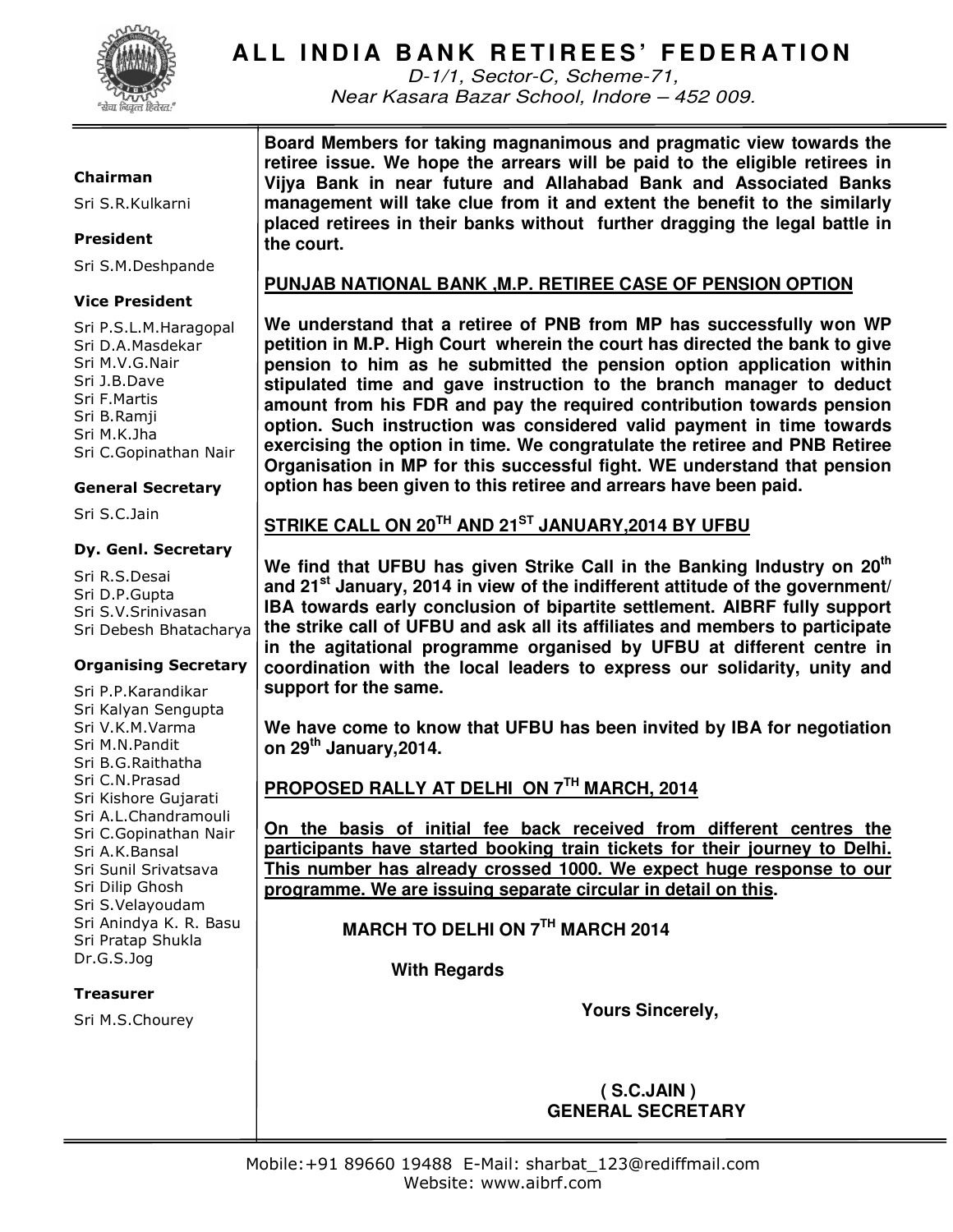# ALL INDIA BANK RETIREES' FEDERATION

D-1/1, Sector-C, Scheme-71,
Near Kasara Bazar School, Indore – 452 009.

**Chairman**
Sri S.R.Kulkarni

**President**
Sri S.M.Deshpande

**Vice President**
Sri P.S.L.M.Haragopal
Sri D.A.Masdekar
Sri M.V.G.Nair
Sri J.B.Dave
Sri F.Martis
Sri B.Ramji
Sri M.K.Jha
Sri C.Gopinathan Nair

**General Secretary**
Sri S.C.Jain

**Dy. Genl. Secretary**
Sri R.S.Desai
Sri D.P.Gupta
Sri S.V.Srinivasan
Sri Debesh Bhatacharya

**Organising Secretary**
Sri P.P.Karandikar
Sri Kalyan Sengupta
Sri V.K.M.Varma
Sri M.N.Pandit
Sri B.G.Raithatha
Sri C.N.Prasad
Sri Kishore Gujarati
Sri A.L.Chandramouli
Sri C.Gopinathan Nair
Sri A.K.Bansal
Sri Sunil Srivatsava
Sri Dilip Ghosh
Sri S.Velayoudam
Sri Anindya K. R. Basu
Sri Pratap Shukla
Dr.G.S.Jog

**Treasurer**
Sri M.S.Chourey

**Board Members for taking magnanimous and pragmatic view towards the retiree issue. We hope the arrears will be paid to the eligible retirees in Vijya Bank in near future and Allahabad Bank and Associated Banks management will take clue from it and extent the benefit to the similarly placed retirees in their banks without further dragging the legal battle in the court.**

**PUNJAB NATIONAL BANK ,M.P. RETIREE CASE OF PENSION OPTION**

**We understand that a retiree of PNB from MP has successfully won WP petition in M.P. High Court wherein the court has directed the bank to give pension to him as he submitted the pension option application within stipulated time and gave instruction to the branch manager to deduct amount from his FDR and pay the required contribution towards pension option. Such instruction was considered valid payment in time towards exercising the option in time. We congratulate the retiree and PNB Retiree Organisation in MP for this successful fight. WE understand that pension option has been given to this retiree and arrears have been paid.**

**STRIKE CALL ON 20TH AND 21ST JANUARY,2014 BY UFBU**

**We find that UFBU has given Strike Call in the Banking Industry on 20th and 21st January, 2014 in view of the indifferent attitude of the government/ IBA towards early conclusion of bipartite settlement. AIBRF fully support the strike call of UFBU and ask all its affiliates and members to participate in the agitational programme organised by UFBU at different centre in coordination with the local leaders to express our solidarity, unity and support for the same.**

**We have come to know that UFBU has been invited by IBA for negotiation on 29th January,2014.**

**PROPOSED RALLY AT DELHI ON 7TH MARCH, 2014**

**On the basis of initial fee back received from different centres the participants have started booking train tickets for their journey to Delhi. This number has already crossed 1000. We expect huge response to our programme. We are issuing separate circular in detail on this.**

**MARCH TO DELHI ON 7TH MARCH 2014**

**With Regards**

**Yours Sincerely,**

**( S.C.JAIN )**
**GENERAL SECRETARY**

Mobile:+91 89660 19488 E-Mail: sharbat_123@rediffmail.com
Website: www.aibrf.com